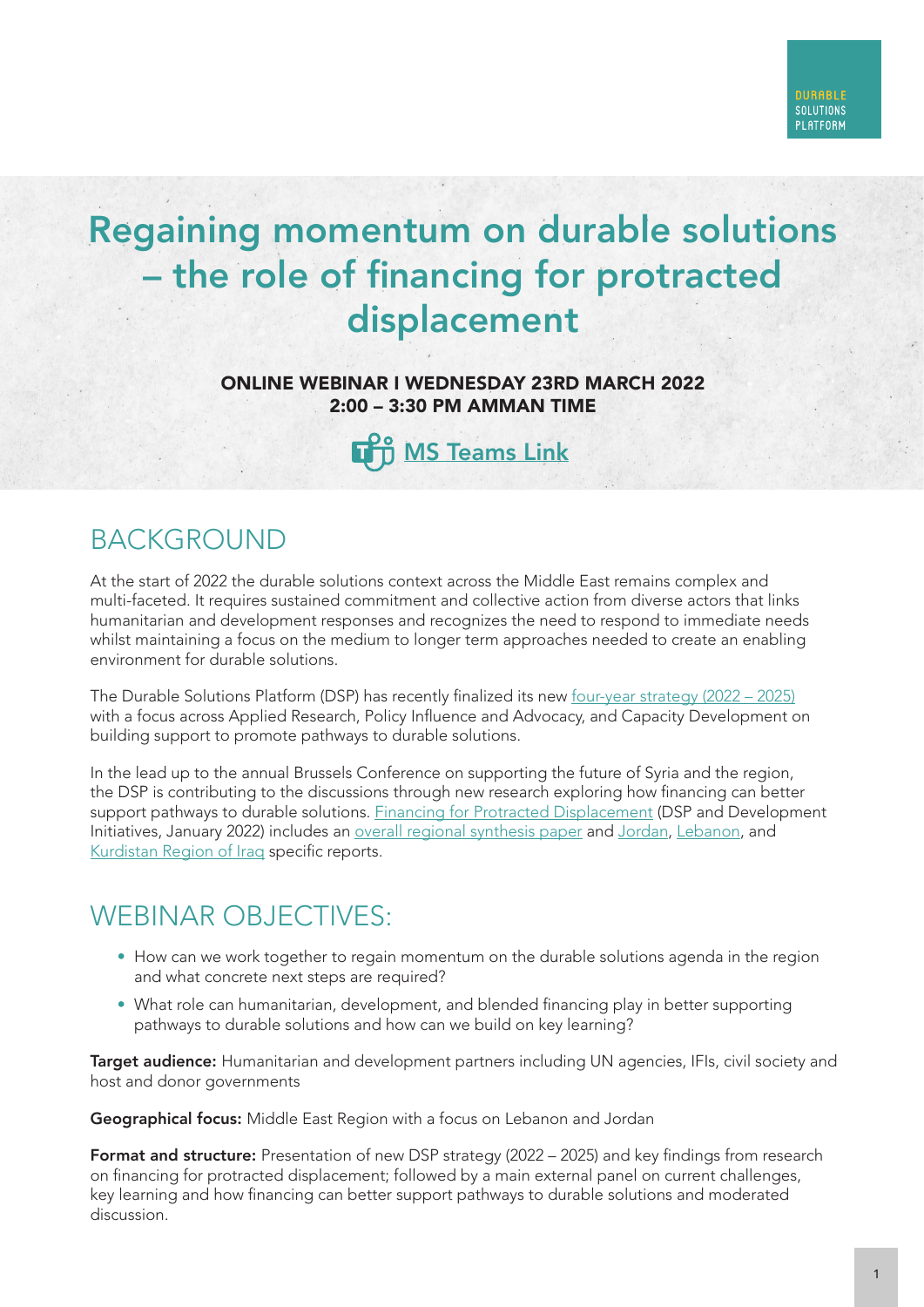DURABLE SOLUTIONS PLATFORM

# Regaining momentum on durable solutions – the role of financing for protracted displacement

**ONLINE WEBINAR I WEDNESDAY 23RD MARCH 2022**
**2:00 – 3:30 PM AMMAN TIME**

MS Teams Link

## BACKGROUND

At the start of 2022 the durable solutions context across the Middle East remains complex and multi-faceted. It requires sustained commitment and collective action from diverse actors that links humanitarian and development responses and recognizes the need to respond to immediate needs whilst maintaining a focus on the medium to longer term approaches needed to create an enabling environment for durable solutions.

The Durable Solutions Platform (DSP) has recently finalized its new four-year strategy (2022 – 2025) with a focus across Applied Research, Policy Influence and Advocacy, and Capacity Development on building support to promote pathways to durable solutions.

In the lead up to the annual Brussels Conference on supporting the future of Syria and the region, the DSP is contributing to the discussions through new research exploring how financing can better support pathways to durable solutions. Financing for Protracted Displacement (DSP and Development Initiatives, January 2022) includes an overall regional synthesis paper and Jordan, Lebanon, and Kurdistan Region of Iraq specific reports.

## WEBINAR OBJECTIVES:

- How can we work together to regain momentum on the durable solutions agenda in the region and what concrete next steps are required?
- What role can humanitarian, development, and blended financing play in better supporting pathways to durable solutions and how can we build on key learning?

**Target audience:** Humanitarian and development partners including UN agencies, IFIs, civil society and host and donor governments

**Geographical focus:** Middle East Region with a focus on Lebanon and Jordan

**Format and structure:** Presentation of new DSP strategy (2022 – 2025) and key findings from research on financing for protracted displacement; followed by a main external panel on current challenges, key learning and how financing can better support pathways to durable solutions and moderated discussion.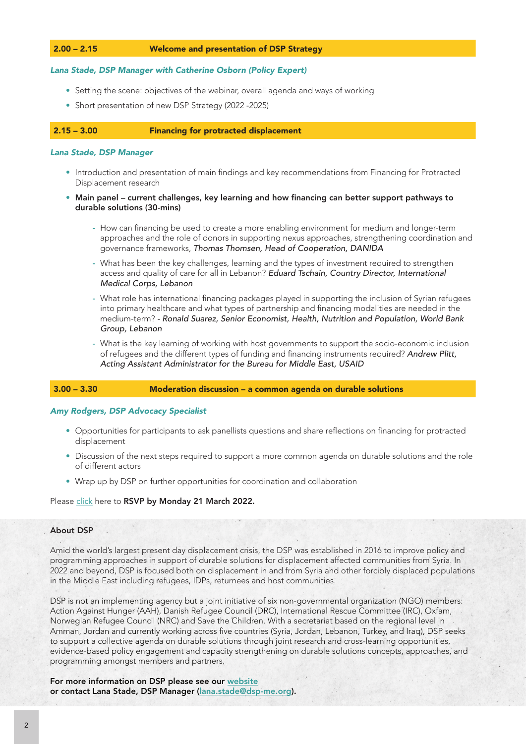## 2.00 – 2.15 Welcome and presentation of DSP Strategy

***Lana Stade, DSP Manager with Catherine Osborn (Policy Expert)***

- Setting the scene: objectives of the webinar, overall agenda and ways of working
- Short presentation of new DSP Strategy (2022 -2025)

## 2.15 – 3.00 Financing for protracted displacement

***Lana Stade, DSP Manager***

- Introduction and presentation of main findings and key recommendations from Financing for Protracted Displacement research
- **Main panel – current challenges, key learning and how financing can better support pathways to durable solutions (30-mins)**
    - How can financing be used to create a more enabling environment for medium and longer-term approaches and the role of donors in supporting nexus approaches, strengthening coordination and governance frameworks, *Thomas Thomsen, Head of Cooperation, DANIDA*
    - What has been the key challenges, learning and the types of investment required to strengthen access and quality of care for all in Lebanon? *Eduard Tschain, Country Director, International Medical Corps, Lebanon*
    - What role has international financing packages played in supporting the inclusion of Syrian refugees into primary healthcare and what types of partnership and financing modalities are needed in the medium-term? *- Ronald Suarez, Senior Economist, Health, Nutrition and Population, World Bank Group, Lebanon*
    - What is the key learning of working with host governments to support the socio-economic inclusion of refugees and the different types of funding and financing instruments required? *Andrew Plitt, Acting Assistant Administrator for the Bureau for Middle East, USAID*

## 3.00 – 3.30 Moderation discussion – a common agenda on durable solutions

***Amy Rodgers, DSP Advocacy Specialist***

- Opportunities for participants to ask panellists questions and share reflections on financing for protracted displacement
- Discussion of the next steps required to support a more common agenda on durable solutions and the role of different actors
- Wrap up by DSP on further opportunities for coordination and collaboration

Please click here to **RSVP by Monday 21 March 2022.**

### About DSP

Amid the world's largest present day displacement crisis, the DSP was established in 2016 to improve policy and programming approaches in support of durable solutions for displacement affected communities from Syria. In 2022 and beyond, DSP is focused both on displacement in and from Syria and other forcibly displaced populations in the Middle East including refugees, IDPs, returnees and host communities.

DSP is not an implementing agency but a joint initiative of six non-governmental organization (NGO) members: Action Against Hunger (AAH), Danish Refugee Council (DRC), International Rescue Committee (IRC), Oxfam, Norwegian Refugee Council (NRC) and Save the Children. With a secretariat based on the regional level in Amman, Jordan and currently working across five countries (Syria, Jordan, Lebanon, Turkey, and Iraq), DSP seeks to support a collective agenda on durable solutions through joint research and cross-learning opportunities, evidence-based policy engagement and capacity strengthening on durable solutions concepts, approaches, and programming amongst members and partners.

**For more information on DSP please see our website**
**or contact Lana Stade, DSP Manager (lana.stade@dsp-me.org).**